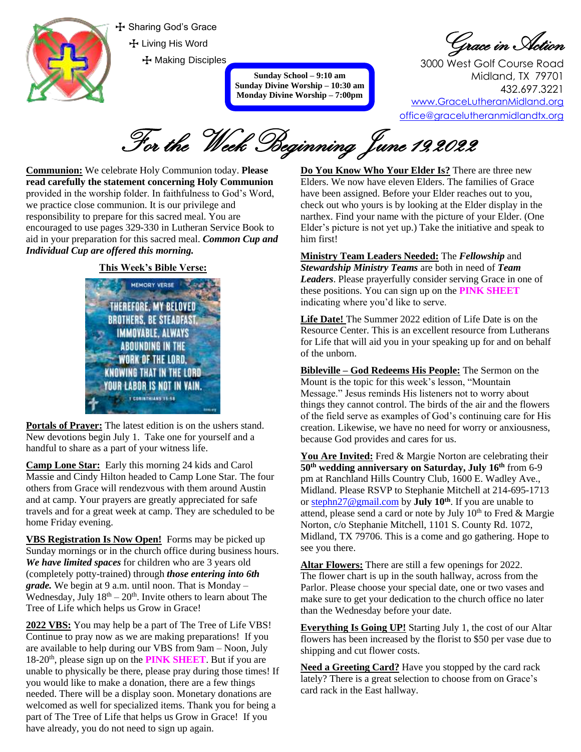☩ Sharing God's Grace
☩ Living His Word
☩ Making Disciples

**Sunday School – 9:10 am**
**Sunday Divine Worship – 10:30 am**
**Monday Divine Worship – 7:00pm**

*Grace in Action*

3000 West Golf Course Road
Midland, TX 79701
432.697.3221
www.GraceLutheranMidland.org
office@gracelutheranmidlandtx.org

# *For the Week Beginning June 19, 2022*

**Communion:** We celebrate Holy Communion today. **Please read carefully the statement concerning Holy Communion** provided in the worship folder. In faithfulness to God's Word, we practice close communion. It is our privilege and responsibility to prepare for this sacred meal. You are encouraged to use pages 329-330 in Lutheran Service Book to aid in your preparation for this sacred meal. ***Common Cup and Individual Cup are offered this morning.***

**This Week's Bible Verse:**

MEMORY VERSE

THEREFORE, MY BELOVED BROTHERS, BE STEADFAST, IMMOVABLE, ALWAYS ABOUNDING IN THE WORK OF THE LORD, KNOWING THAT IN THE LORD YOUR LABOR IS NOT IN VAIN.

1 CORINTHIANS 15:58

**Portals of Prayer:** The latest edition is on the ushers stand. New devotions begin July 1. Take one for yourself and a handful to share as a part of your witness life.

**Camp Lone Star:** Early this morning 24 kids and Carol Massie and Cindy Hilton headed to Camp Lone Star. The four others from Grace will rendezvous with them around Austin and at camp. Your prayers are greatly appreciated for safe travels and for a great week at camp. They are scheduled to be home Friday evening.

**VBS Registration Is Now Open!** Forms may be picked up Sunday mornings or in the church office during business hours. ***We have limited spaces*** for children who are 3 years old (completely potty-trained) through ***those entering into 6th grade.*** We begin at 9 a.m. until noon. That is Monday – Wednesday, July 18th – 20th. Invite others to learn about The Tree of Life which helps us Grow in Grace!

**2022 VBS:** You may help be a part of The Tree of Life VBS! Continue to pray now as we are making preparations! If you are available to help during our VBS from 9am – Noon, July 18-20th, please sign up on the **PINK SHEET**. But if you are unable to physically be there, please pray during those times! If you would like to make a donation, there are a few things needed. There will be a display soon. Monetary donations are welcomed as well for specialized items. Thank you for being a part of The Tree of Life that helps us Grow in Grace! If you have already, you do not need to sign up again.

**Do You Know Who Your Elder Is?** There are three new Elders. We now have eleven Elders. The families of Grace have been assigned. Before your Elder reaches out to you, check out who yours is by looking at the Elder display in the narthex. Find your name with the picture of your Elder. (One Elder's picture is not yet up.) Take the initiative and speak to him first!

**Ministry Team Leaders Needed:** The ***Fellowship*** and ***Stewardship Ministry Teams*** are both in need of ***Team Leaders***. Please prayerfully consider serving Grace in one of these positions. You can sign up on the **PINK SHEET** indicating where you'd like to serve.

**Life Date!** The Summer 2022 edition of Life Date is on the Resource Center. This is an excellent resource from Lutherans for Life that will aid you in your speaking up for and on behalf of the unborn.

**Bibleville – God Redeems His People:** The Sermon on the Mount is the topic for this week's lesson, "Mountain Message." Jesus reminds His listeners not to worry about things they cannot control. The birds of the air and the flowers of the field serve as examples of God's continuing care for His creation. Likewise, we have no need for worry or anxiousness, because God provides and cares for us.

**You Are Invited:** Fred & Margie Norton are celebrating their **50th wedding anniversary on Saturday, July 16th** from 6-9 pm at Ranchland Hills Country Club, 1600 E. Wadley Ave., Midland. Please RSVP to Stephanie Mitchell at 214-695-1713 or stephn27@gmail.com by **July 10th**. If you are unable to attend, please send a card or note by July 10th to Fred & Margie Norton, c/o Stephanie Mitchell, 1101 S. County Rd. 1072, Midland, TX 79706. This is a come and go gathering. Hope to see you there.

**Altar Flowers:** There are still a few openings for 2022. The flower chart is up in the south hallway, across from the Parlor. Please choose your special date, one or two vases and make sure to get your dedication to the church office no later than the Wednesday before your date.

**Everything Is Going UP!** Starting July 1, the cost of our Altar flowers has been increased by the florist to $50 per vase due to shipping and cut flower costs.

**Need a Greeting Card?** Have you stopped by the card rack lately? There is a great selection to choose from on Grace's card rack in the East hallway.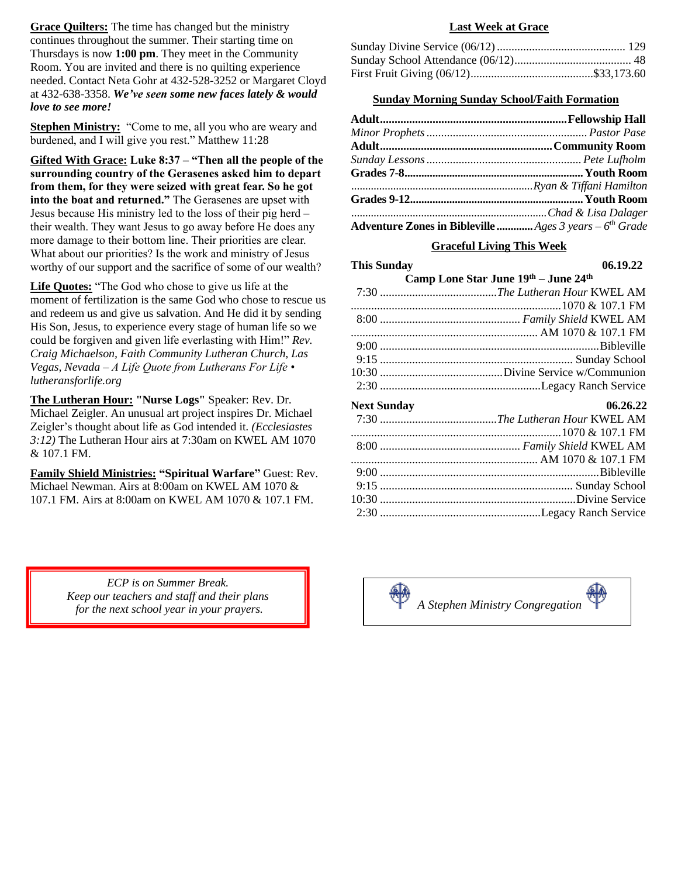**Grace Quilters:** The time has changed but the ministry continues throughout the summer. Their starting time on Thursdays is now **1:00 pm**. They meet in the Community Room. You are invited and there is no quilting experience needed. Contact Neta Gohr at 432-528-3252 or Margaret Cloyd at 432-638-3358. ***We've seen some new faces lately & would love to see more!***

**Stephen Ministry:** "Come to me, all you who are weary and burdened, and I will give you rest." Matthew 11:28

**Gifted With Grace:** **Luke 8:37 – "Then all the people of the surrounding country of the Gerasenes asked him to depart from them, for they were seized with great fear. So he got into the boat and returned."** The Gerasenes are upset with Jesus because His ministry led to the loss of their pig herd – their wealth. They want Jesus to go away before He does any more damage to their bottom line. Their priorities are clear. What about our priorities? Is the work and ministry of Jesus worthy of our support and the sacrifice of some of our wealth?

**Life Quotes:** "The God who chose to give us life at the moment of fertilization is the same God who chose to rescue us and redeem us and give us salvation. And He did it by sending His Son, Jesus, to experience every stage of human life so we could be forgiven and given life everlasting with Him!" *Rev. Craig Michaelson, Faith Community Lutheran Church, Las Vegas, Nevada – A Life Quote from Lutherans For Life • lutheransforlife.org*

**The Lutheran Hour:** **"Nurse Logs"** Speaker: Rev. Dr. Michael Zeigler. An unusual art project inspires Dr. Michael Zeigler's thought about life as God intended it. *(Ecclesiastes 3:12)* The Lutheran Hour airs at 7:30am on KWEL AM 1070 & 107.1 FM.

**Family Shield Ministries:** **"Spiritual Warfare"** Guest: Rev. Michael Newman. Airs at 8:00am on KWEL AM 1070 & 107.1 FM. Airs at 8:00am on KWEL AM 1070 & 107.1 FM.

*ECP is on Summer Break.*
*Keep our teachers and staff and their plans for the next school year in your prayers.*

## Last Week at Grace

| | |
|---|---|
| Sunday Divine Service (06/12) | 129 |
| Sunday School Attendance (06/12) | 48 |
| First Fruit Giving (06/12) | $33,173.60 |

## Sunday Morning Sunday School/Faith Formation

| | |
|---|---|
| **Adult** | **Fellowship Hall** |
| *Minor Prophets* | *Pastor Pase* |
| **Adult** | **Community Room** |
| *Sunday Lessons* | *Pete Lufholm* |
| **Grades 7-8** | **Youth Room** |
| | *Ryan & Tiffani Hamilton* |
| **Grades 9-12** | **Youth Room** |
| | *Chad & Lisa Dalager* |
| **Adventure Zones in Bibleville** | *Ages 3 years – 6th Grade* |

## Graceful Living This Week

**This Sunday** **06.19.22**

**Camp Lone Star June 19th – June 24th**

| | |
|---|---|
| 7:30 | *The Lutheran Hour* KWEL AM 1070 & 107.1 FM |
| 8:00 | *Family Shield* KWEL AM AM 1070 & 107.1 FM |
| 9:00 | Bibleville |
| 9:15 | Sunday School |
| 10:30 | Divine Service w/Communion |
| 2:30 | Legacy Ranch Service |

**Next Sunday** **06.26.22**

| | |
|---|---|
| 7:30 | *The Lutheran Hour* KWEL AM 1070 & 107.1 FM |
| 8:00 | *Family Shield* KWEL AM AM 1070 & 107.1 FM |
| 9:00 | Bibleville |
| 9:15 | Sunday School |
| 10:30 | Divine Service |
| 2:30 | Legacy Ranch Service |

*A Stephen Ministry Congregation*